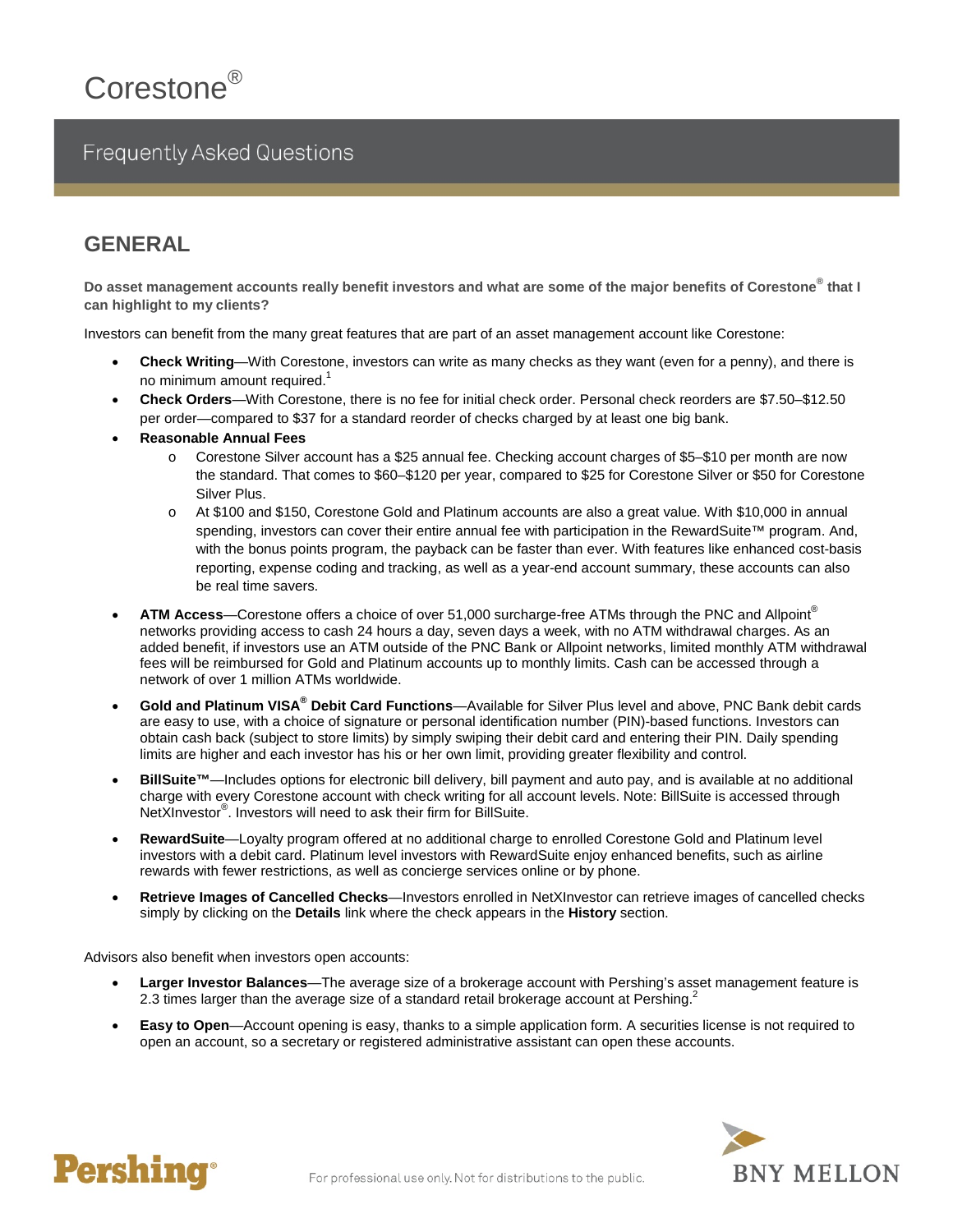# Corestone®

## Frequently Asked Questions

## GENERAL

**Do asset management accounts really benefit investors and what are some of the major benefits of Corestone® that I can highlight to my clients?**

Investors can benefit from the many great features that are part of an asset management account like Corestone:

- **Check Writing**—With Corestone, investors can write as many checks as they want (even for a penny), and there is no minimum amount required.[1]
- **Check Orders**—With Corestone, there is no fee for initial check order. Personal check reorders are $7.50–$12.50 per order—compared to $37 for a standard reorder of checks charged by at least one big bank.
- **Reasonable Annual Fees**
  - Corestone Silver account has a $25 annual fee. Checking account charges of $5–$10 per month are now the standard. That comes to $60–$120 per year, compared to $25 for Corestone Silver or $50 for Corestone Silver Plus.
  - At $100 and $150, Corestone Gold and Platinum accounts are also a great value. With $10,000 in annual spending, investors can cover their entire annual fee with participation in the RewardSuite™ program. And, with the bonus points program, the payback can be faster than ever. With features like enhanced cost-basis reporting, expense coding and tracking, as well as a year-end account summary, these accounts can also be real time savers.
- **ATM Access**—Corestone offers a choice of over 51,000 surcharge-free ATMs through the PNC and Allpoint® networks providing access to cash 24 hours a day, seven days a week, with no ATM withdrawal charges. As an added benefit, if investors use an ATM outside of the PNC Bank or Allpoint networks, limited monthly ATM withdrawal fees will be reimbursed for Gold and Platinum accounts up to monthly limits. Cash can be accessed through a network of over 1 million ATMs worldwide.
- **Gold and Platinum VISA® Debit Card Functions**—Available for Silver Plus level and above, PNC Bank debit cards are easy to use, with a choice of signature or personal identification number (PIN)-based functions. Investors can obtain cash back (subject to store limits) by simply swiping their debit card and entering their PIN. Daily spending limits are higher and each investor has his or her own limit, providing greater flexibility and control.
- **BillSuite™**—Includes options for electronic bill delivery, bill payment and auto pay, and is available at no additional charge with every Corestone account with check writing for all account levels. Note: BillSuite is accessed through NetXInvestor®. Investors will need to ask their firm for BillSuite.
- **RewardSuite**—Loyalty program offered at no additional charge to enrolled Corestone Gold and Platinum level investors with a debit card. Platinum level investors with RewardSuite enjoy enhanced benefits, such as airline rewards with fewer restrictions, as well as concierge services online or by phone.
- **Retrieve Images of Cancelled Checks**—Investors enrolled in NetXInvestor can retrieve images of cancelled checks simply by clicking on the **Details** link where the check appears in the **History** section.

Advisors also benefit when investors open accounts:

- **Larger Investor Balances**—The average size of a brokerage account with Pershing's asset management feature is 2.3 times larger than the average size of a standard retail brokerage account at Pershing.[2]
- **Easy to Open**—Account opening is easy, thanks to a simple application form. A securities license is not required to open an account, so a secretary or registered administrative assistant can open these accounts.

For professional use only. Not for distributions to the public.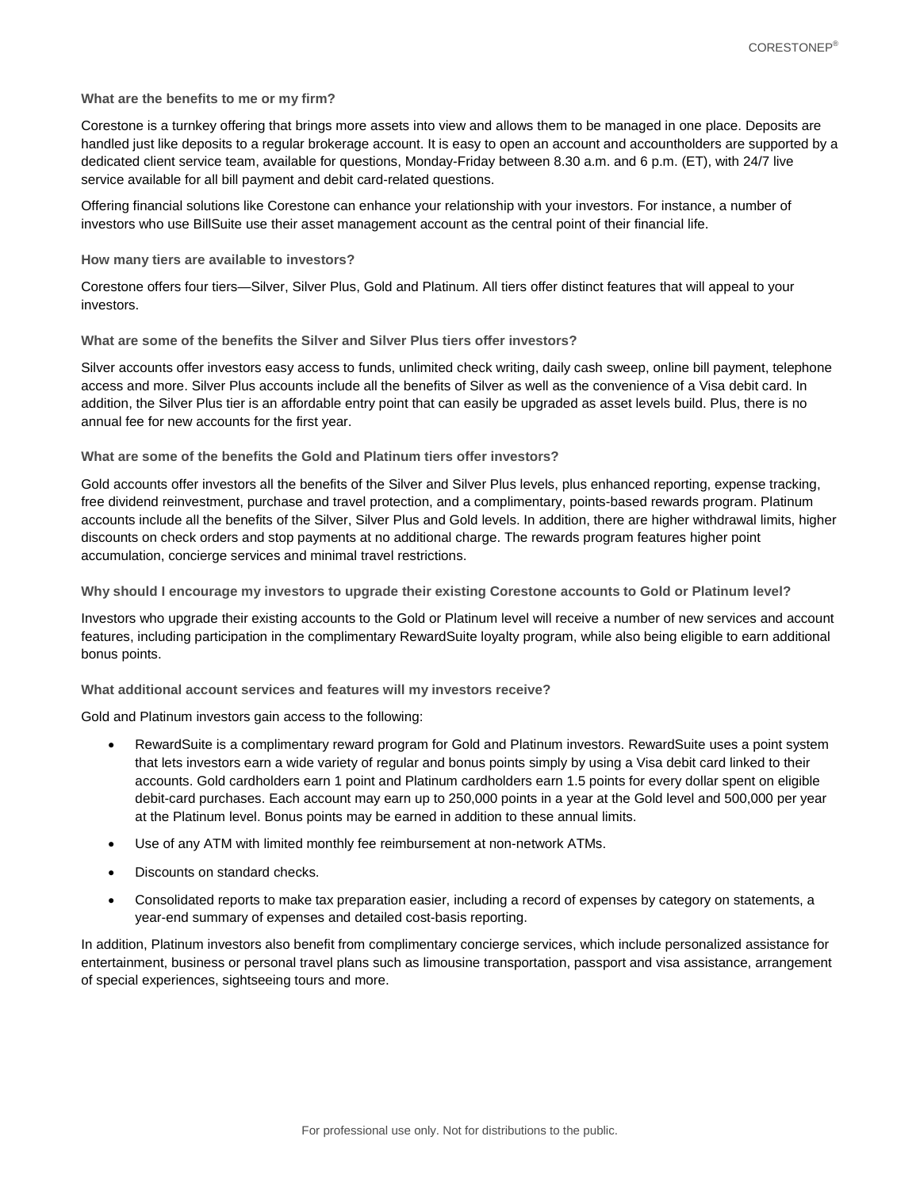### What are the benefits to me or my firm?

Corestone is a turnkey offering that brings more assets into view and allows them to be managed in one place. Deposits are handled just like deposits to a regular brokerage account. It is easy to open an account and accountholders are supported by a dedicated client service team, available for questions, Monday-Friday between 8.30 a.m. and 6 p.m. (ET), with 24/7 live service available for all bill payment and debit card-related questions.

Offering financial solutions like Corestone can enhance your relationship with your investors. For instance, a number of investors who use BillSuite use their asset management account as the central point of their financial life.

### How many tiers are available to investors?

Corestone offers four tiers—Silver, Silver Plus, Gold and Platinum. All tiers offer distinct features that will appeal to your investors.

### What are some of the benefits the Silver and Silver Plus tiers offer investors?

Silver accounts offer investors easy access to funds, unlimited check writing, daily cash sweep, online bill payment, telephone access and more. Silver Plus accounts include all the benefits of Silver as well as the convenience of a Visa debit card. In addition, the Silver Plus tier is an affordable entry point that can easily be upgraded as asset levels build. Plus, there is no annual fee for new accounts for the first year.

### What are some of the benefits the Gold and Platinum tiers offer investors?

Gold accounts offer investors all the benefits of the Silver and Silver Plus levels, plus enhanced reporting, expense tracking, free dividend reinvestment, purchase and travel protection, and a complimentary, points-based rewards program. Platinum accounts include all the benefits of the Silver, Silver Plus and Gold levels. In addition, there are higher withdrawal limits, higher discounts on check orders and stop payments at no additional charge. The rewards program features higher point accumulation, concierge services and minimal travel restrictions.

### Why should I encourage my investors to upgrade their existing Corestone accounts to Gold or Platinum level?

Investors who upgrade their existing accounts to the Gold or Platinum level will receive a number of new services and account features, including participation in the complimentary RewardSuite loyalty program, while also being eligible to earn additional bonus points.

### What additional account services and features will my investors receive?

Gold and Platinum investors gain access to the following:

- RewardSuite is a complimentary reward program for Gold and Platinum investors. RewardSuite uses a point system that lets investors earn a wide variety of regular and bonus points simply by using a Visa debit card linked to their accounts. Gold cardholders earn 1 point and Platinum cardholders earn 1.5 points for every dollar spent on eligible debit-card purchases. Each account may earn up to 250,000 points in a year at the Gold level and 500,000 per year at the Platinum level. Bonus points may be earned in addition to these annual limits.
- Use of any ATM with limited monthly fee reimbursement at non-network ATMs.
- Discounts on standard checks.
- Consolidated reports to make tax preparation easier, including a record of expenses by category on statements, a year-end summary of expenses and detailed cost-basis reporting.

In addition, Platinum investors also benefit from complimentary concierge services, which include personalized assistance for entertainment, business or personal travel plans such as limousine transportation, passport and visa assistance, arrangement of special experiences, sightseeing tours and more.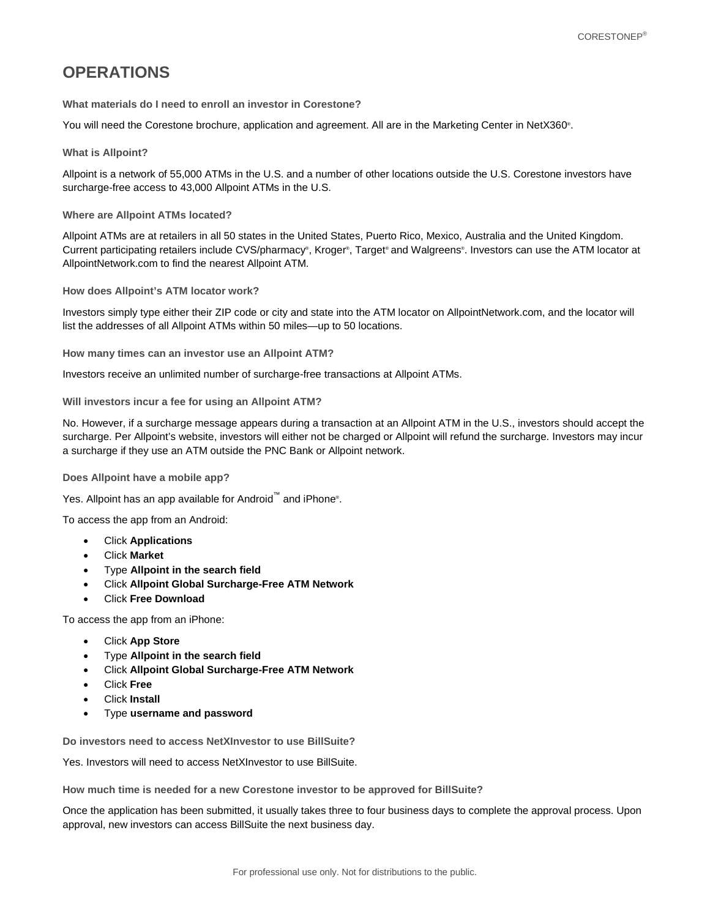# OPERATIONS

### What materials do I need to enroll an investor in Corestone?

You will need the Corestone brochure, application and agreement. All are in the Marketing Center in NetX360®.

### What is Allpoint?

Allpoint is a network of 55,000 ATMs in the U.S. and a number of other locations outside the U.S. Corestone investors have surcharge-free access to 43,000 Allpoint ATMs in the U.S.

### Where are Allpoint ATMs located?

Allpoint ATMs are at retailers in all 50 states in the United States, Puerto Rico, Mexico, Australia and the United Kingdom. Current participating retailers include CVS/pharmacy®, Kroger®, Target® and Walgreens®. Investors can use the ATM locator at AllpointNetwork.com to find the nearest Allpoint ATM.

### How does Allpoint's ATM locator work?

Investors simply type either their ZIP code or city and state into the ATM locator on AllpointNetwork.com, and the locator will list the addresses of all Allpoint ATMs within 50 miles—up to 50 locations.

### How many times can an investor use an Allpoint ATM?

Investors receive an unlimited number of surcharge-free transactions at Allpoint ATMs.

### Will investors incur a fee for using an Allpoint ATM?

No. However, if a surcharge message appears during a transaction at an Allpoint ATM in the U.S., investors should accept the surcharge. Per Allpoint's website, investors will either not be charged or Allpoint will refund the surcharge. Investors may incur a surcharge if they use an ATM outside the PNC Bank or Allpoint network.

### Does Allpoint have a mobile app?

Yes. Allpoint has an app available for Android™ and iPhone®.

To access the app from an Android:

- Click **Applications**
- Click **Market**
- Type **Allpoint in the search field**
- Click **Allpoint Global Surcharge-Free ATM Network**
- Click **Free Download**

To access the app from an iPhone:

- Click **App Store**
- Type **Allpoint in the search field**
- Click **Allpoint Global Surcharge-Free ATM Network**
- Click **Free**
- Click **Install**
- Type **username and password**

### Do investors need to access NetXInvestor to use BillSuite?

Yes. Investors will need to access NetXInvestor to use BillSuite.

### How much time is needed for a new Corestone investor to be approved for BillSuite?

Once the application has been submitted, it usually takes three to four business days to complete the approval process. Upon approval, new investors can access BillSuite the next business day.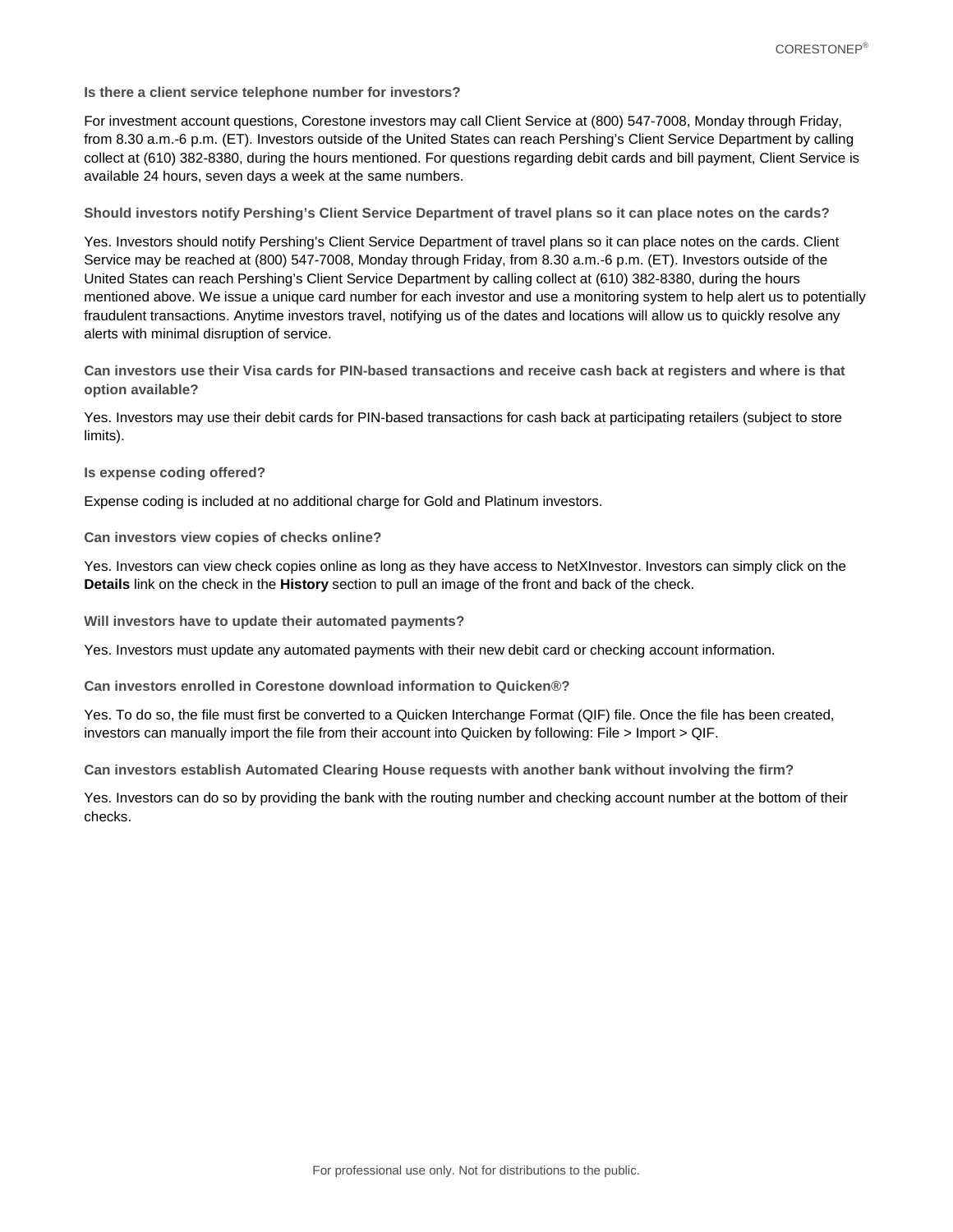**Is there a client service telephone number for investors?**

For investment account questions, Corestone investors may call Client Service at (800) 547-7008, Monday through Friday, from 8.30 a.m.-6 p.m. (ET). Investors outside of the United States can reach Pershing's Client Service Department by calling collect at (610) 382-8380, during the hours mentioned. For questions regarding debit cards and bill payment, Client Service is available 24 hours, seven days a week at the same numbers.

**Should investors notify Pershing's Client Service Department of travel plans so it can place notes on the cards?**

Yes. Investors should notify Pershing's Client Service Department of travel plans so it can place notes on the cards. Client Service may be reached at (800) 547-7008, Monday through Friday, from 8.30 a.m.-6 p.m. (ET). Investors outside of the United States can reach Pershing's Client Service Department by calling collect at (610) 382-8380, during the hours mentioned above. We issue a unique card number for each investor and use a monitoring system to help alert us to potentially fraudulent transactions. Anytime investors travel, notifying us of the dates and locations will allow us to quickly resolve any alerts with minimal disruption of service.

**Can investors use their Visa cards for PIN-based transactions and receive cash back at registers and where is that option available?**

Yes. Investors may use their debit cards for PIN-based transactions for cash back at participating retailers (subject to store limits).

**Is expense coding offered?**

Expense coding is included at no additional charge for Gold and Platinum investors.

**Can investors view copies of checks online?**

Yes. Investors can view check copies online as long as they have access to NetXInvestor. Investors can simply click on the **Details** link on the check in the **History** section to pull an image of the front and back of the check.

**Will investors have to update their automated payments?**

Yes. Investors must update any automated payments with their new debit card or checking account information.

**Can investors enrolled in Corestone download information to Quicken®?**

Yes. To do so, the file must first be converted to a Quicken Interchange Format (QIF) file. Once the file has been created, investors can manually import the file from their account into Quicken by following: File > Import > QIF.

**Can investors establish Automated Clearing House requests with another bank without involving the firm?**

Yes. Investors can do so by providing the bank with the routing number and checking account number at the bottom of their checks.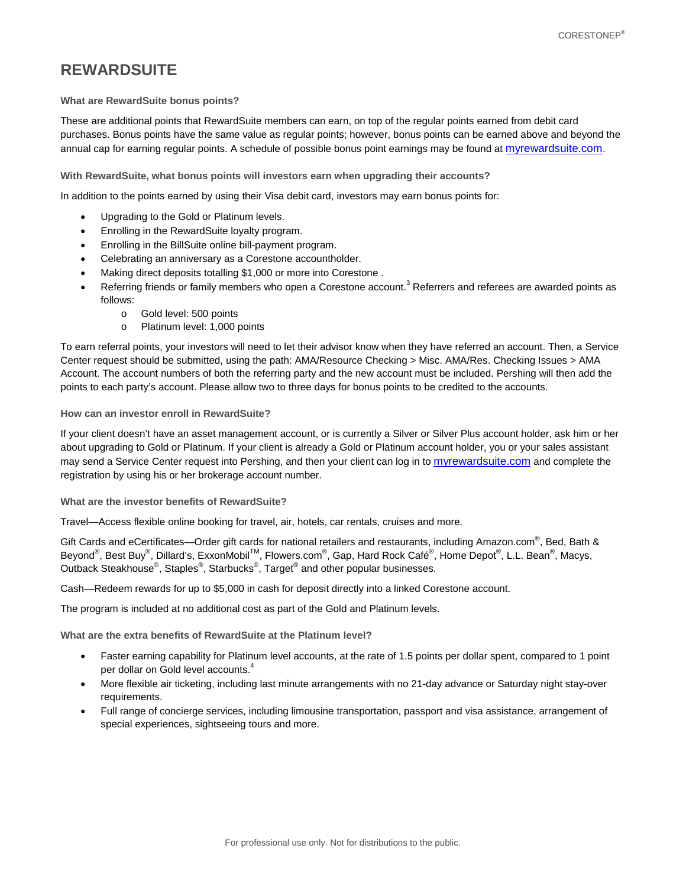# REWARDSUITE

**What are RewardSuite bonus points?**

These are additional points that RewardSuite members can earn, on top of the regular points earned from debit card purchases. Bonus points have the same value as regular points; however, bonus points can be earned above and beyond the annual cap for earning regular points. A schedule of possible bonus point earnings may be found at myrewardsuite.com.

**With RewardSuite, what bonus points will investors earn when upgrading their accounts?**

In addition to the points earned by using their Visa debit card, investors may earn bonus points for:

- Upgrading to the Gold or Platinum levels.
- Enrolling in the RewardSuite loyalty program.
- Enrolling in the BillSuite online bill-payment program.
- Celebrating an anniversary as a Corestone accountholder.
- Making direct deposits totalling $1,000 or more into Corestone .
- Referring friends or family members who open a Corestone account.[3] Referrers and referees are awarded points as follows:
  - Gold level: 500 points
  - Platinum level: 1,000 points

To earn referral points, your investors will need to let their advisor know when they have referred an account. Then, a Service Center request should be submitted, using the path: AMA/Resource Checking > Misc. AMA/Res. Checking Issues > AMA Account. The account numbers of both the referring party and the new account must be included. Pershing will then add the points to each party's account. Please allow two to three days for bonus points to be credited to the accounts.

**How can an investor enroll in RewardSuite?**

If your client doesn't have an asset management account, or is currently a Silver or Silver Plus account holder, ask him or her about upgrading to Gold or Platinum. If your client is already a Gold or Platinum account holder, you or your sales assistant may send a Service Center request into Pershing, and then your client can log in to myrewardsuite.com and complete the registration by using his or her brokerage account number.

**What are the investor benefits of RewardSuite?**

Travel—Access flexible online booking for travel, air, hotels, car rentals, cruises and more.

Gift Cards and eCertificates—Order gift cards for national retailers and restaurants, including Amazon.com®, Bed, Bath & Beyond®, Best Buy®, Dillard's, ExxonMobil™, Flowers.com®, Gap, Hard Rock Café®, Home Depot®, L.L. Bean®, Macys, Outback Steakhouse®, Staples®, Starbucks®, Target® and other popular businesses.

Cash—Redeem rewards for up to $5,000 in cash for deposit directly into a linked Corestone account.

The program is included at no additional cost as part of the Gold and Platinum levels.

**What are the extra benefits of RewardSuite at the Platinum level?**

- Faster earning capability for Platinum level accounts, at the rate of 1.5 points per dollar spent, compared to 1 point per dollar on Gold level accounts.[4]
- More flexible air ticketing, including last minute arrangements with no 21-day advance or Saturday night stay-over requirements.
- Full range of concierge services, including limousine transportation, passport and visa assistance, arrangement of special experiences, sightseeing tours and more.

For professional use only. Not for distributions to the public.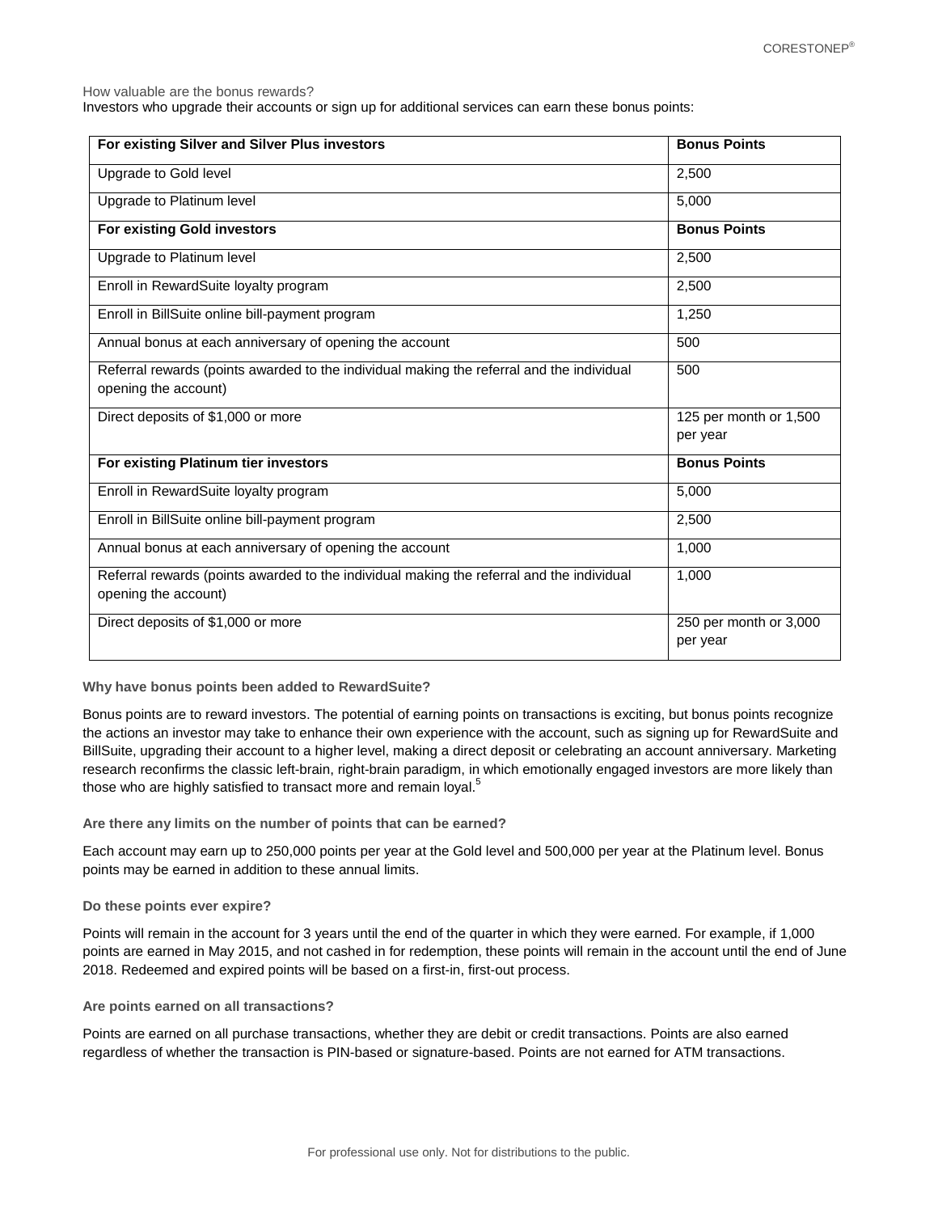How valuable are the bonus rewards?

Investors who upgrade their accounts or sign up for additional services can earn these bonus points:

| For existing Silver and Silver Plus investors | Bonus Points |
|---|---|
| Upgrade to Gold level | 2,500 |
| Upgrade to Platinum level | 5,000 |
| **For existing Gold investors** | **Bonus Points** |
| Upgrade to Platinum level | 2,500 |
| Enroll in RewardSuite loyalty program | 2,500 |
| Enroll in BillSuite online bill-payment program | 1,250 |
| Annual bonus at each anniversary of opening the account | 500 |
| Referral rewards (points awarded to the individual making the referral and the individual opening the account) | 500 |
| Direct deposits of $1,000 or more | 125 per month or 1,500 per year |
| **For existing Platinum tier investors** | **Bonus Points** |
| Enroll in RewardSuite loyalty program | 5,000 |
| Enroll in BillSuite online bill-payment program | 2,500 |
| Annual bonus at each anniversary of opening the account | 1,000 |
| Referral rewards (points awarded to the individual making the referral and the individual opening the account) | 1,000 |
| Direct deposits of $1,000 or more | 250 per month or 3,000 per year |

**Why have bonus points been added to RewardSuite?**

Bonus points are to reward investors. The potential of earning points on transactions is exciting, but bonus points recognize the actions an investor may take to enhance their own experience with the account, such as signing up for RewardSuite and BillSuite, upgrading their account to a higher level, making a direct deposit or celebrating an account anniversary. Marketing research reconfirms the classic left-brain, right-brain paradigm, in which emotionally engaged investors are more likely than those who are highly satisfied to transact more and remain loyal.[5]

**Are there any limits on the number of points that can be earned?**

Each account may earn up to 250,000 points per year at the Gold level and 500,000 per year at the Platinum level. Bonus points may be earned in addition to these annual limits.

**Do these points ever expire?**

Points will remain in the account for 3 years until the end of the quarter in which they were earned. For example, if 1,000 points are earned in May 2015, and not cashed in for redemption, these points will remain in the account until the end of June 2018. Redeemed and expired points will be based on a first-in, first-out process.

**Are points earned on all transactions?**

Points are earned on all purchase transactions, whether they are debit or credit transactions. Points are also earned regardless of whether the transaction is PIN-based or signature-based. Points are not earned for ATM transactions.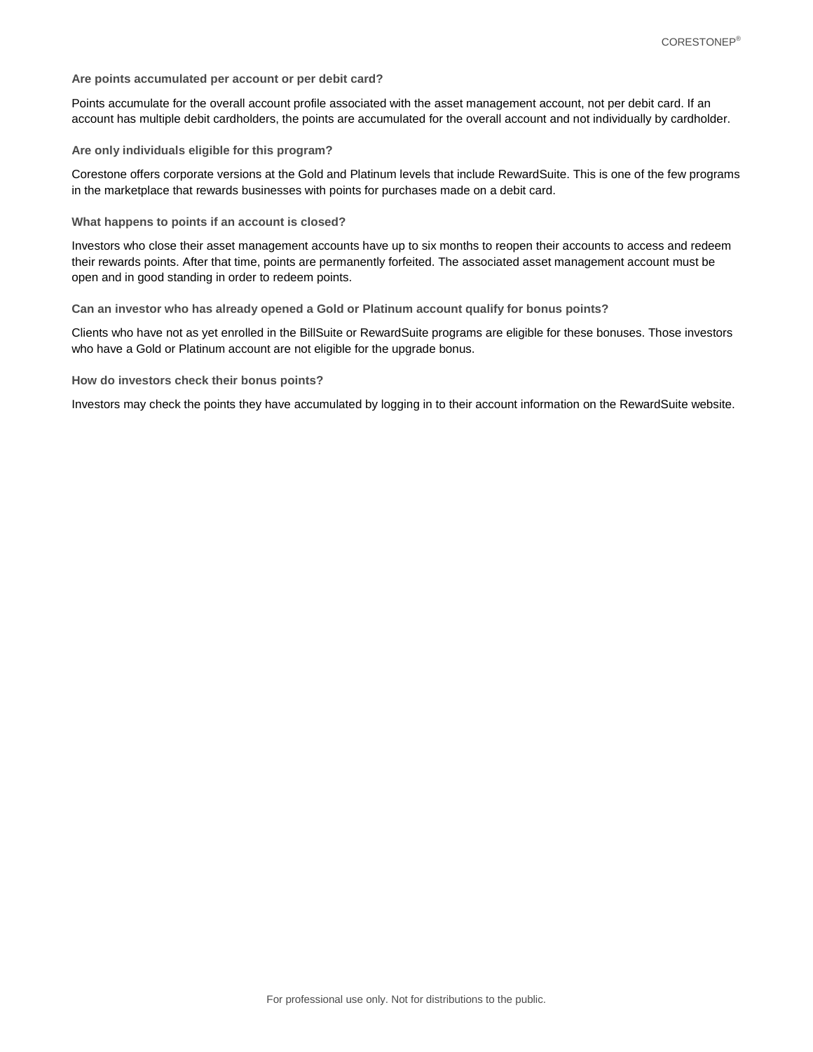### Are points accumulated per account or per debit card?

Points accumulate for the overall account profile associated with the asset management account, not per debit card. If an account has multiple debit cardholders, the points are accumulated for the overall account and not individually by cardholder.

### Are only individuals eligible for this program?

Corestone offers corporate versions at the Gold and Platinum levels that include RewardSuite. This is one of the few programs in the marketplace that rewards businesses with points for purchases made on a debit card.

### What happens to points if an account is closed?

Investors who close their asset management accounts have up to six months to reopen their accounts to access and redeem their rewards points. After that time, points are permanently forfeited. The associated asset management account must be open and in good standing in order to redeem points.

### Can an investor who has already opened a Gold or Platinum account qualify for bonus points?

Clients who have not as yet enrolled in the BillSuite or RewardSuite programs are eligible for these bonuses. Those investors who have a Gold or Platinum account are not eligible for the upgrade bonus.

### How do investors check their bonus points?

Investors may check the points they have accumulated by logging in to their account information on the RewardSuite website.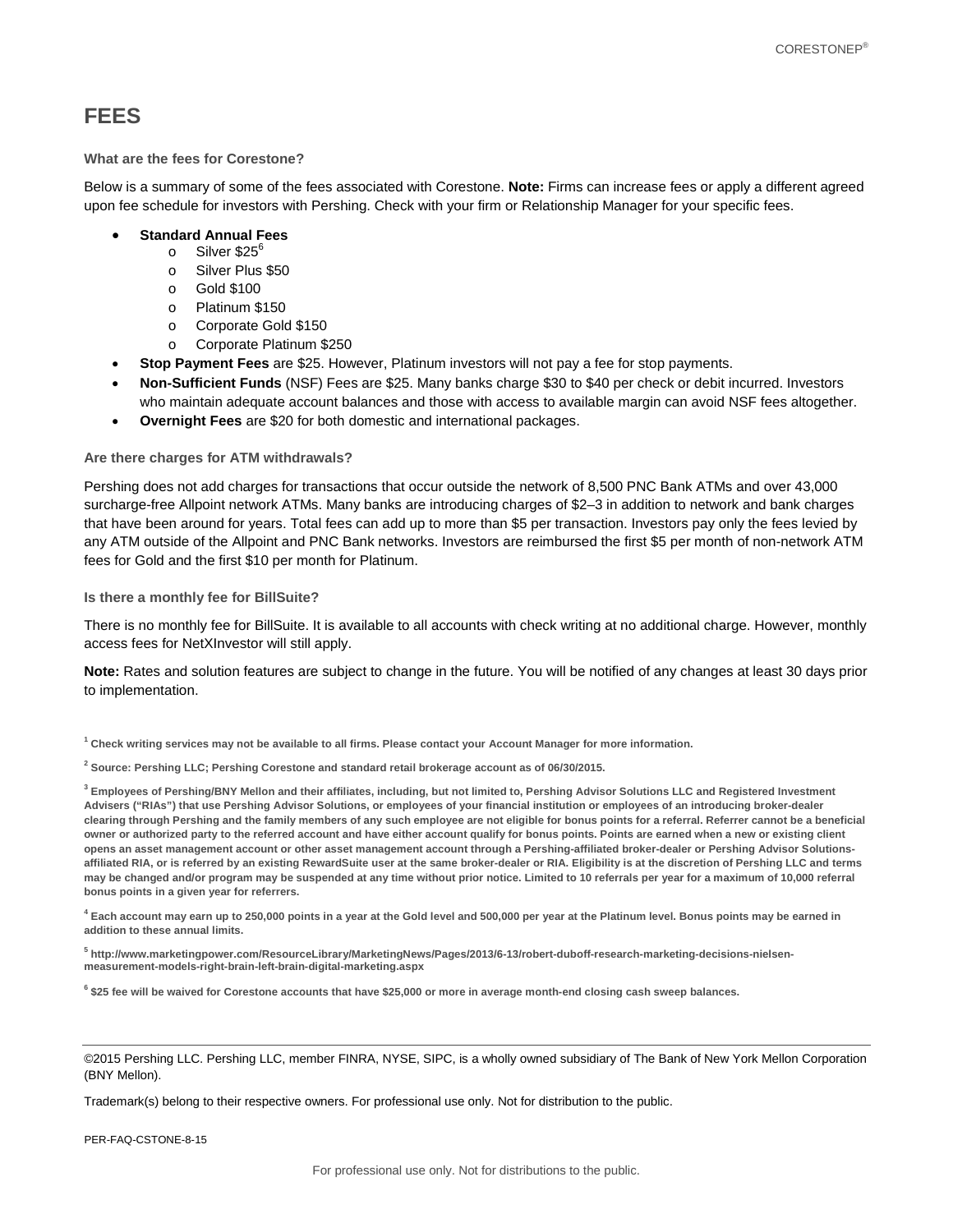# FEES

### What are the fees for Corestone?

Below is a summary of some of the fees associated with Corestone. **Note:** Firms can increase fees or apply a different agreed upon fee schedule for investors with Pershing. Check with your firm or Relationship Manager for your specific fees.

- **Standard Annual Fees**
  - Silver $25[6]
  - Silver Plus $50
  - Gold $100
  - Platinum $150
  - Corporate Gold $150
  - Corporate Platinum $250
- **Stop Payment Fees** are $25. However, Platinum investors will not pay a fee for stop payments.
- **Non-Sufficient Funds** (NSF) Fees are $25. Many banks charge $30 to $40 per check or debit incurred. Investors who maintain adequate account balances and those with access to available margin can avoid NSF fees altogether.
- **Overnight Fees** are $20 for both domestic and international packages.

### Are there charges for ATM withdrawals?

Pershing does not add charges for transactions that occur outside the network of 8,500 PNC Bank ATMs and over 43,000 surcharge-free Allpoint network ATMs. Many banks are introducing charges of $2–3 in addition to network and bank charges that have been around for years. Total fees can add up to more than $5 per transaction. Investors pay only the fees levied by any ATM outside of the Allpoint and PNC Bank networks. Investors are reimbursed the first $5 per month of non-network ATM fees for Gold and the first $10 per month for Platinum.

### Is there a monthly fee for BillSuite?

There is no monthly fee for BillSuite. It is available to all accounts with check writing at no additional charge. However, monthly access fees for NetXInvestor will still apply.

**Note:** Rates and solution features are subject to change in the future. You will be notified of any changes at least 30 days prior to implementation.

[1] **Check writing services may not be available to all firms. Please contact your Account Manager for more information.**

[2] **Source: Pershing LLC; Pershing Corestone and standard retail brokerage account as of 06/30/2015.**

[3] **Employees of Pershing/BNY Mellon and their affiliates, including, but not limited to, Pershing Advisor Solutions LLC and Registered Investment Advisers ("RIAs") that use Pershing Advisor Solutions, or employees of your financial institution or employees of an introducing broker-dealer clearing through Pershing and the family members of any such employee are not eligible for bonus points for a referral. Referrer cannot be a beneficial owner or authorized party to the referred account and have either account qualify for bonus points. Points are earned when a new or existing client opens an asset management account or other asset management account through a Pershing-affiliated broker-dealer or Pershing Advisor Solutions-affiliated RIA, or is referred by an existing RewardSuite user at the same broker-dealer or RIA. Eligibility is at the discretion of Pershing LLC and terms may be changed and/or program may be suspended at any time without prior notice. Limited to 10 referrals per year for a maximum of 10,000 referral bonus points in a given year for referrers.**

[4] **Each account may earn up to 250,000 points in a year at the Gold level and 500,000 per year at the Platinum level. Bonus points may be earned in addition to these annual limits.**

[5] **http://www.marketingpower.com/ResourceLibrary/MarketingNews/Pages/2013/6-13/robert-duboff-research-marketing-decisions-nielsen-measurement-models-right-brain-left-brain-digital-marketing.aspx**

[6] **$25 fee will be waived for Corestone accounts that have $25,000 or more in average month-end closing cash sweep balances.**

©2015 Pershing LLC. Pershing LLC, member FINRA, NYSE, SIPC, is a wholly owned subsidiary of The Bank of New York Mellon Corporation (BNY Mellon).

Trademark(s) belong to their respective owners. For professional use only. Not for distribution to the public.

PER-FAQ-CSTONE-8-15